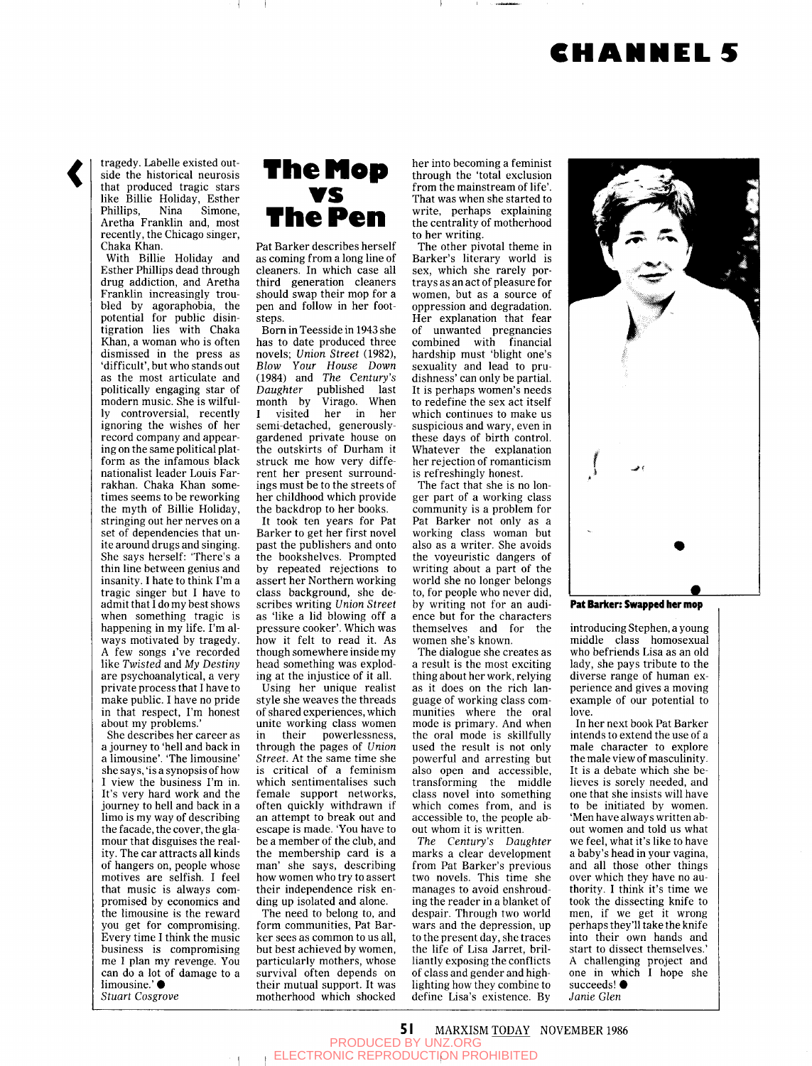tragedy. Labelle existed outside the historical neurosis that produced tragic stars like Billie Holiday, Esther Phillips, Nina Simone, Aretha Franklin and, most recently, the Chicago singer, Chaka Khan.

With Billie Holiday and Esther Phillips dead through drug addiction, and Aretha Franklin increasingly troubled by agoraphobia, the potential for public disintigration lies with Chaka Khan, a woman who is often dismissed in the press as 'difficult', but who stands out as the most articulate and politically engaging star of modern music. She is wilfully controversial, recently ignoring the wishes of her record company and appearing on the same political platform as the infamous black nationalist leader Louis Farrakhan. Chaka Khan sometimes seems to be reworking the myth of Billie Holiday, stringing out her nerves on a set of dependencies that unite around drugs and singing. She says herself: 'There's a thin line between genius and insanity. I hate to think I'm a tragic singer but I have to admit that I do my best shows when something tragic is happening in my life. I'm always motivated by tragedy. A few songs I've recorded like *Twisted* and *My Destiny* are psychoanalytical, a very private process that I have to make public. I have no pride in that respect, I'm honest about my problems.'

She describes her career as a journey to 'hell and back in a limousine'. 'The limousine' she says, 'is a synopsis of how I view the business I'm in. It's very hard work and the journey to hell and back in a limo is my way of describing the facade, the cover, the glamour that disguises the reality. The car attracts all kinds of hangers on, people whose motives are selfish. I feel that music is always compromised by economics and the limousine is the reward you get for compromising. Every time I think the music business is compromising me I plan my revenge. You can do a lot of damage to a limousine.' ●

*Stuart Cosgrove*

# The Mop vs The Pen

Pat Barker describes herself as coming from a long line of cleaners. In which case all third generation cleaners should swap their mop for a pen and follow in her footsteps.

Born in Teesside in 1943 she has to date produced three novels; *Union Street* (1982), *Blow Your House Down* (1984) and *The Century's Daughter* published last month by Virago. When I visited her in her semi-detached, generously-gardened private house on the outskirts of Durham it struck me how very different her present surroundings must be to the streets of her childhood which provide the backdrop to her books.

It took ten years for Pat Barker to get her first novel past the publishers and onto the bookshelves. Prompted by repeated rejections to assert her Northern working class background, she describes writing *Union Street* as 'like a lid blowing off a pressure cooker'. Which was how it felt to read it. As though somewhere inside my head something was exploding at the injustice of it all.

Using her unique realist style she weaves the threads of shared experiences, which unite working class women in their powerlessness, through the pages of *Union Street*. At the same time she is critical of a feminism which sentimentalises such female support networks, often quickly withdrawn if an attempt to break out and escape is made. 'You have to be a member of the club, and the membership card is a man' she says, describing how women who try to assert their independence risk ending up isolated and alone.

The need to belong to, and form communities, Pat Barker sees as common to us all, but best achieved by women, particularly mothers, whose survival often depends on their mutual support. It was motherhood which shocked her into becoming a feminist through the 'total exclusion from the mainstream of life'. That was when she started to write, perhaps explaining the centrality of motherhood to her writing.

The other pivotal theme in Barker's literary world is sex, which she rarely portrays as an act of pleasure for women, but as a source of oppression and degradation. Her explanation that fear of unwanted pregnancies combined with financial hardship must 'blight one's sexuality and lead to prudishness' can only be partial. It is perhaps women's needs to redefine the sex act itself which continues to make us suspicious and wary, even in these days of birth control. Whatever the explanation her rejection of romanticism is refreshingly honest.

The fact that she is no longer part of a working class community is a problem for Pat Barker not only as a working class woman but also as a writer. She avoids the voyeuristic dangers of writing about a part of the world she no longer belongs to, for people who never did, by writing not for an audience but for the characters themselves and for the women she's known.

The dialogue she creates as a result is the most exciting thing about her work, relying as it does on the rich language of working class communities where the oral mode is primary. And when the oral mode is skillfully used the result is not only powerful and arresting but also open and accessible, transforming the middle class novel into something which comes from, and is accessible to, the people about whom it is written.

*The Century's Daughter* marks a clear development from Pat Barker's previous two novels. This time she manages to avoid enshrouding the reader in a blanket of despair. Through two world wars and the depression, up to the present day, she traces the life of Lisa Jarret, brilliantly exposing the conflicts of class and gender and highlighting how they combine to define Lisa's existence. By introducing Stephen, a young middle class homosexual who befriends Lisa as an old lady, she pays tribute to the diverse range of human experience and gives a moving example of our potential to love.

**Pat Barker: Swapped her mop**

In her next book Pat Barker intends to extend the use of a male character to explore the male view of masculinity. It is a debate which she believes is sorely needed, and one that she insists will have to be initiated by women. 'Men have always written about women and told us what we feel, what it's like to have a baby's head in your vagina, and all those other things over which they have no authority. I think it's time we took the dissecting knife to men, if we get it wrong perhaps they'll take the knife into their own hands and start to dissect themselves.' A challenging project and one in which I hope she succeeds! ●

*Janie Glen*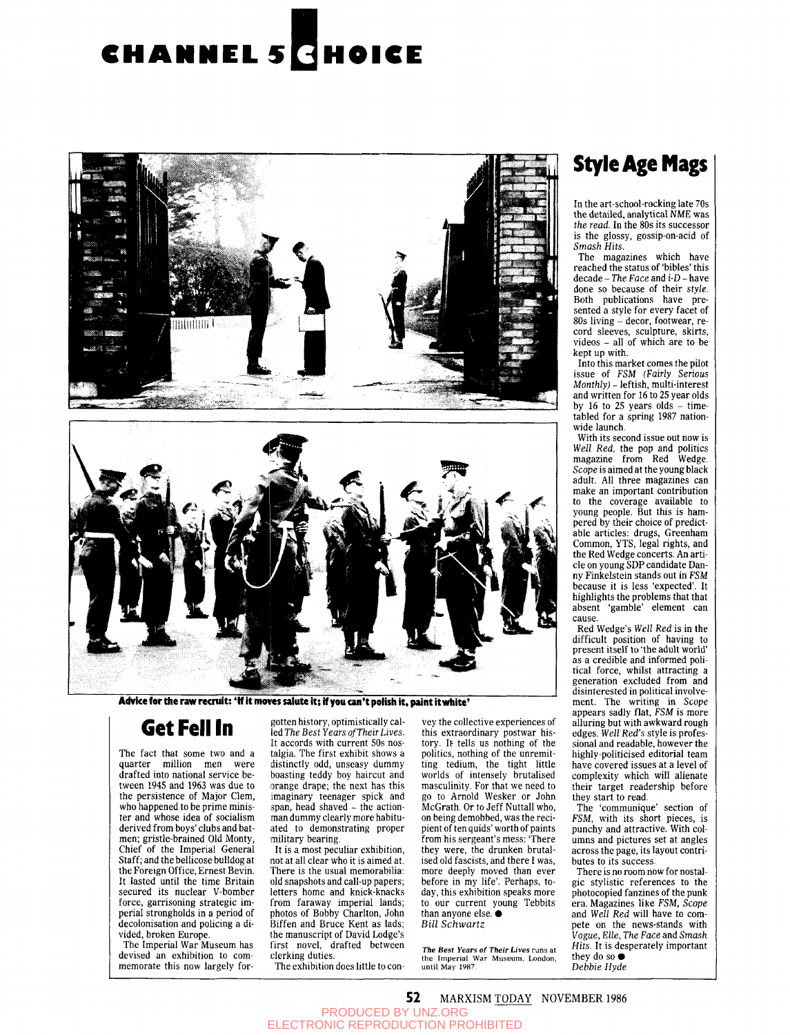# CHANNEL 5 CHOICE

Advice for the raw recruit: 'If it moves salute it; if you can't polish it, paint it white'

## Get Fell In

The fact that some two and a quarter million men were drafted into national service between 1945 and 1963 was due to the persistence of Major Clem, who happened to be prime minister and whose idea of socialism derived from boys' clubs and batmen; gristle-brained Old Monty, Chief of the Imperial General Staff; and the bellicose bulldog at the Foreign Office, Ernest Bevin. It lasted until the time Britain secured its nuclear V-bomber force, garrisoning strategic imperial strongholds in a period of decolonisation and policing a divided, broken Europe.

The Imperial War Museum has devised an exhibition to commemorate this now largely forgotten history, optimistically called *The Best Years of Their Lives*. It accords with current 50s nostalgia. The first exhibit shows a distinctly odd, unseasy dummy boasting teddy boy haircut and orange drape; the next has this imaginary teenager spick and span, head shaved – the action-man dummy clearly more habituated to demonstrating proper military bearing.

It is a most peculiar exhibition, not at all clear who it is aimed at. There is the usual memorabilia: old snapshots and call-up papers; letters home and knick-knacks from faraway imperial lands; photos of Bobby Charlton, John Biffen and Bruce Kent as lads; the manuscript of David Lodge's first novel, drafted between clerking duties.

The exhibition does little to convey the collective experiences of this extraordinary postwar history. It tells us nothing of the politics, nothing of the unremitting tedium, the tight little worlds of intensely brutalised masculinity. For that we need to go to Arnold Wesker or John McGrath. Or to Jeff Nuttall who, on being demobbed, was the recipient of ten quids' worth of paints from his sergeant's mess: 'There they were, the drunken brutalised old fascists, and there I was, more deeply moved than ever before in my life'. Perhaps, today, this exhibition speaks more to our current young Tebbits than anyone else. ●

*Bill Schwartz*

***The Best Years of Their Lives*** runs at the Imperial War Museum, London, until May 1987.

## Style Age Mags

In the art-school-rocking late 70s the detailed, analytical *NME* was *the read*. In the 80s its successor is the glossy, gossip-on-acid of *Smash Hits*.

The magazines which have reached the status of 'bibles' this decade – *The Face* and *i-D* – have done so because of their *style*. Both publications have presented a style for every facet of 80s living – decor, footwear, record sleeves, sculpture, skirts, videos – all of which are to be kept up with.

Into this market comes the pilot issue of *FSM (Fairly Serious Monthly)* – leftish, multi-interest and written for 16 to 25 year olds by 16 to 25 years olds – timetabled for a spring 1987 nationwide launch.

With its second issue out now is *Well Red*, the pop and politics magazine from Red Wedge. *Scope* is aimed at the young black adult. All three magazines can make an important contribution to the coverage available to young people. But this is hampered by their choice of predictable articles: drugs, Greenham Common, YTS, legal rights, and the Red Wedge concerts. An article on young SDP candidate Danny Finkelstein stands out in *FSM* because it is less 'expected'. It highlights the problems that that absent 'gamble' element can cause.

Red Wedge's *Well Red* is in the difficult position of having to present itself to 'the adult world' as a credible and informed political force, whilst attracting a generation excluded from and disinterested in political involvement. The writing in *Scope* appears sadly flat, *FSM* is more alluring but with awkward rough edges. *Well Red*'s style is professional and readable, however the highly-politicised editorial team have covered issues at a level of complexity which will alienate their target readership before they start to read.

The 'communique' section of *FSM*, with its short pieces, is punchy and attractive. With columns and pictures set at angles across the page, its layout contributes to its success.

There is no room now for nostalgic stylistic references to the photocopied fanzines of the punk era. Magazines like *FSM*, *Scope* and *Well Red* will have to compete on the news-stands with *Vogue*, *Elle*, *The Face* and *Smash Hits*. It is desperately important they do so ●

*Debbie Hyde*